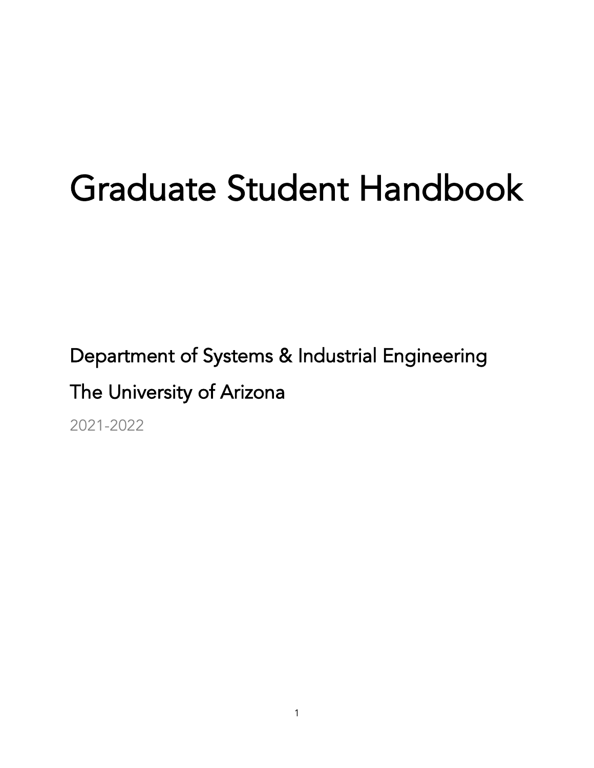# Graduate Student Handbook

Department of Systems & Industrial Engineering

The University of Arizona

2021-2022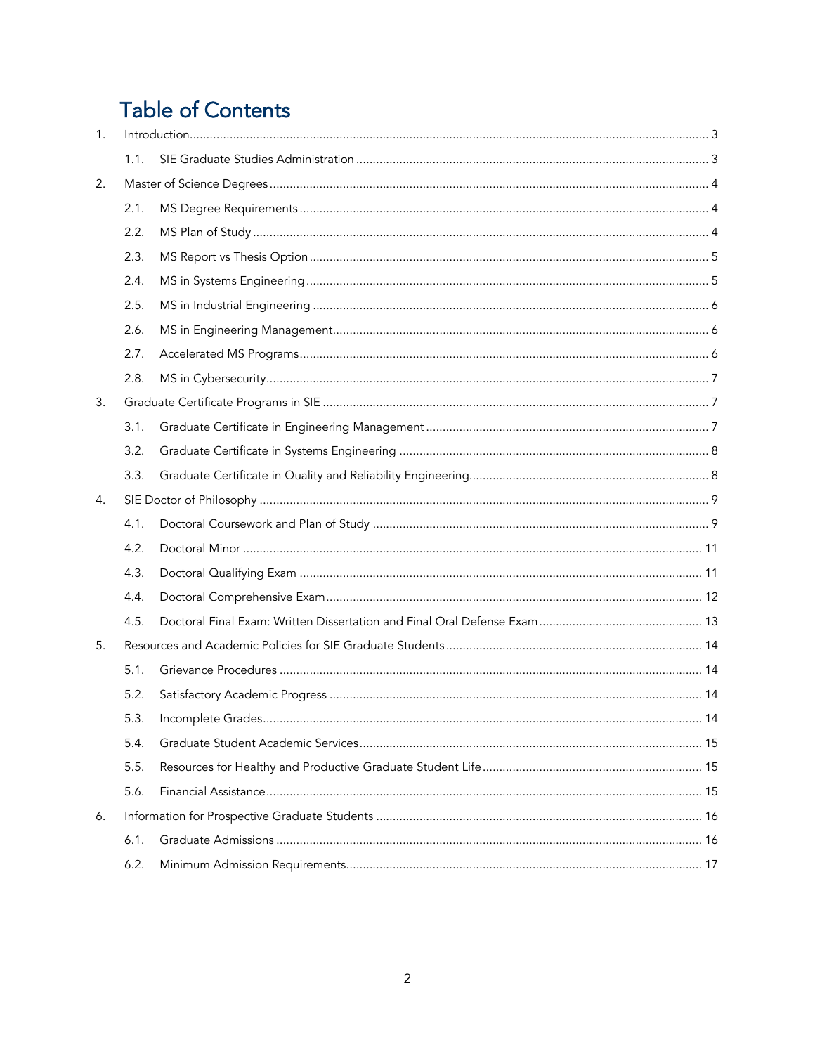# Table of Contents

1. Introduction ..... 3
   - 1.1. SIE Graduate Studies Administration ..... 3
2. Master of Science Degrees ..... 4
   - 2.1. MS Degree Requirements ..... 4
   - 2.2. MS Plan of Study ..... 4
   - 2.3. MS Report vs Thesis Option ..... 5
   - 2.4. MS in Systems Engineering ..... 5
   - 2.5. MS in Industrial Engineering ..... 6
   - 2.6. MS in Engineering Management ..... 6
   - 2.7. Accelerated MS Programs ..... 6
   - 2.8. MS in Cybersecurity ..... 7
3. Graduate Certificate Programs in SIE ..... 7
   - 3.1. Graduate Certificate in Engineering Management ..... 7
   - 3.2. Graduate Certificate in Systems Engineering ..... 8
   - 3.3. Graduate Certificate in Quality and Reliability Engineering ..... 8
4. SIE Doctor of Philosophy ..... 9
   - 4.1. Doctoral Coursework and Plan of Study ..... 9
   - 4.2. Doctoral Minor ..... 11
   - 4.3. Doctoral Qualifying Exam ..... 11
   - 4.4. Doctoral Comprehensive Exam ..... 12
   - 4.5. Doctoral Final Exam: Written Dissertation and Final Oral Defense Exam ..... 13
5. Resources and Academic Policies for SIE Graduate Students ..... 14
   - 5.1. Grievance Procedures ..... 14
   - 5.2. Satisfactory Academic Progress ..... 14
   - 5.3. Incomplete Grades ..... 14
   - 5.4. Graduate Student Academic Services ..... 15
   - 5.5. Resources for Healthy and Productive Graduate Student Life ..... 15
   - 5.6. Financial Assistance ..... 15
6. Information for Prospective Graduate Students ..... 16
   - 6.1. Graduate Admissions ..... 16
   - 6.2. Minimum Admission Requirements ..... 17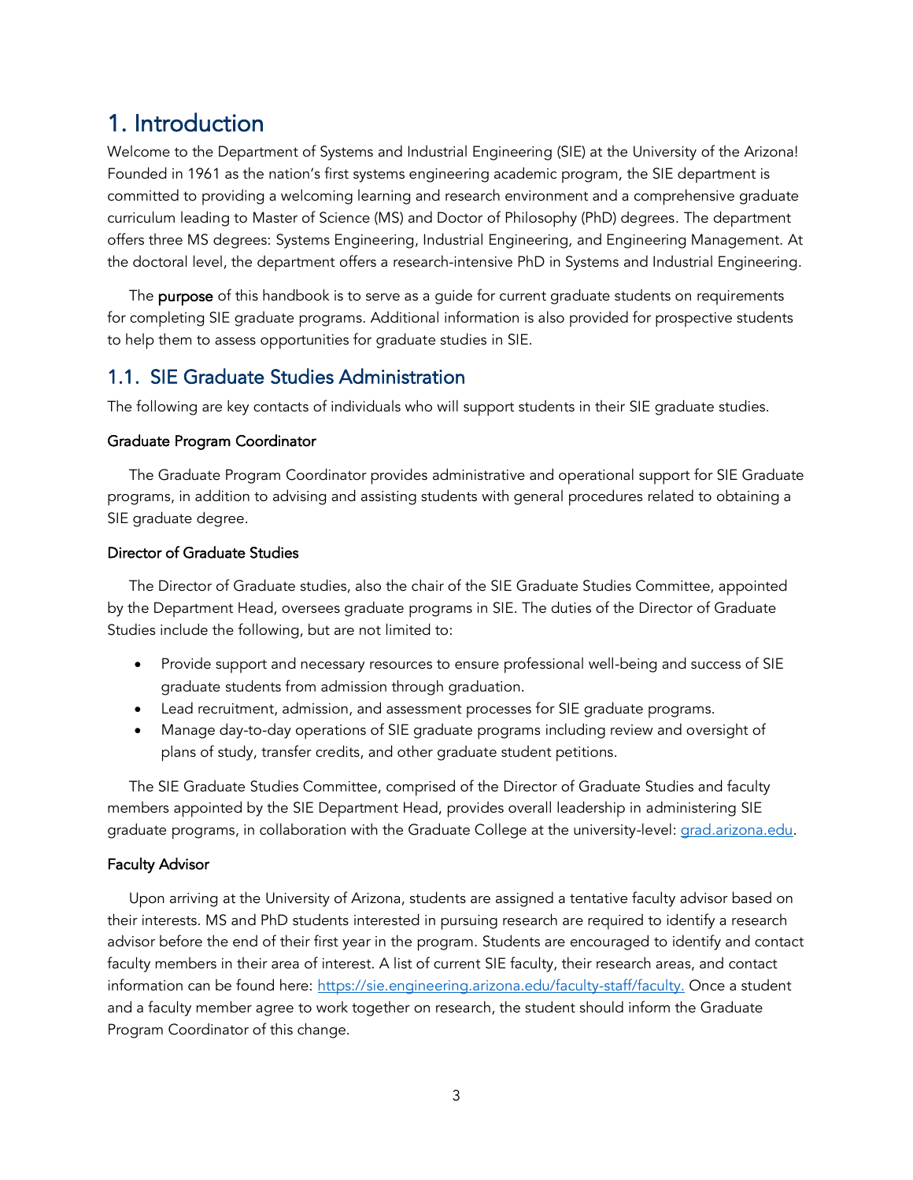# 1. Introduction

Welcome to the Department of Systems and Industrial Engineering (SIE) at the University of the Arizona! Founded in 1961 as the nation's first systems engineering academic program, the SIE department is committed to providing a welcoming learning and research environment and a comprehensive graduate curriculum leading to Master of Science (MS) and Doctor of Philosophy (PhD) degrees. The department offers three MS degrees: Systems Engineering, Industrial Engineering, and Engineering Management. At the doctoral level, the department offers a research-intensive PhD in Systems and Industrial Engineering.

The **purpose** of this handbook is to serve as a guide for current graduate students on requirements for completing SIE graduate programs. Additional information is also provided for prospective students to help them to assess opportunities for graduate studies in SIE.

## 1.1. SIE Graduate Studies Administration

The following are key contacts of individuals who will support students in their SIE graduate studies.

#### Graduate Program Coordinator

The Graduate Program Coordinator provides administrative and operational support for SIE Graduate programs, in addition to advising and assisting students with general procedures related to obtaining a SIE graduate degree.

#### Director of Graduate Studies

The Director of Graduate studies, also the chair of the SIE Graduate Studies Committee, appointed by the Department Head, oversees graduate programs in SIE. The duties of the Director of Graduate Studies include the following, but are not limited to:

- Provide support and necessary resources to ensure professional well-being and success of SIE graduate students from admission through graduation.
- Lead recruitment, admission, and assessment processes for SIE graduate programs.
- Manage day-to-day operations of SIE graduate programs including review and oversight of plans of study, transfer credits, and other graduate student petitions.

The SIE Graduate Studies Committee, comprised of the Director of Graduate Studies and faculty members appointed by the SIE Department Head, provides overall leadership in administering SIE graduate programs, in collaboration with the Graduate College at the university-level: [grad.arizona.edu](https://grad.arizona.edu).

#### Faculty Advisor

Upon arriving at the University of Arizona, students are assigned a tentative faculty advisor based on their interests. MS and PhD students interested in pursuing research are required to identify a research advisor before the end of their first year in the program. Students are encouraged to identify and contact faculty members in their area of interest. A list of current SIE faculty, their research areas, and contact information can be found here: [https://sie.engineering.arizona.edu/faculty-staff/faculty.](https://sie.engineering.arizona.edu/faculty-staff/faculty) Once a student and a faculty member agree to work together on research, the student should inform the Graduate Program Coordinator of this change.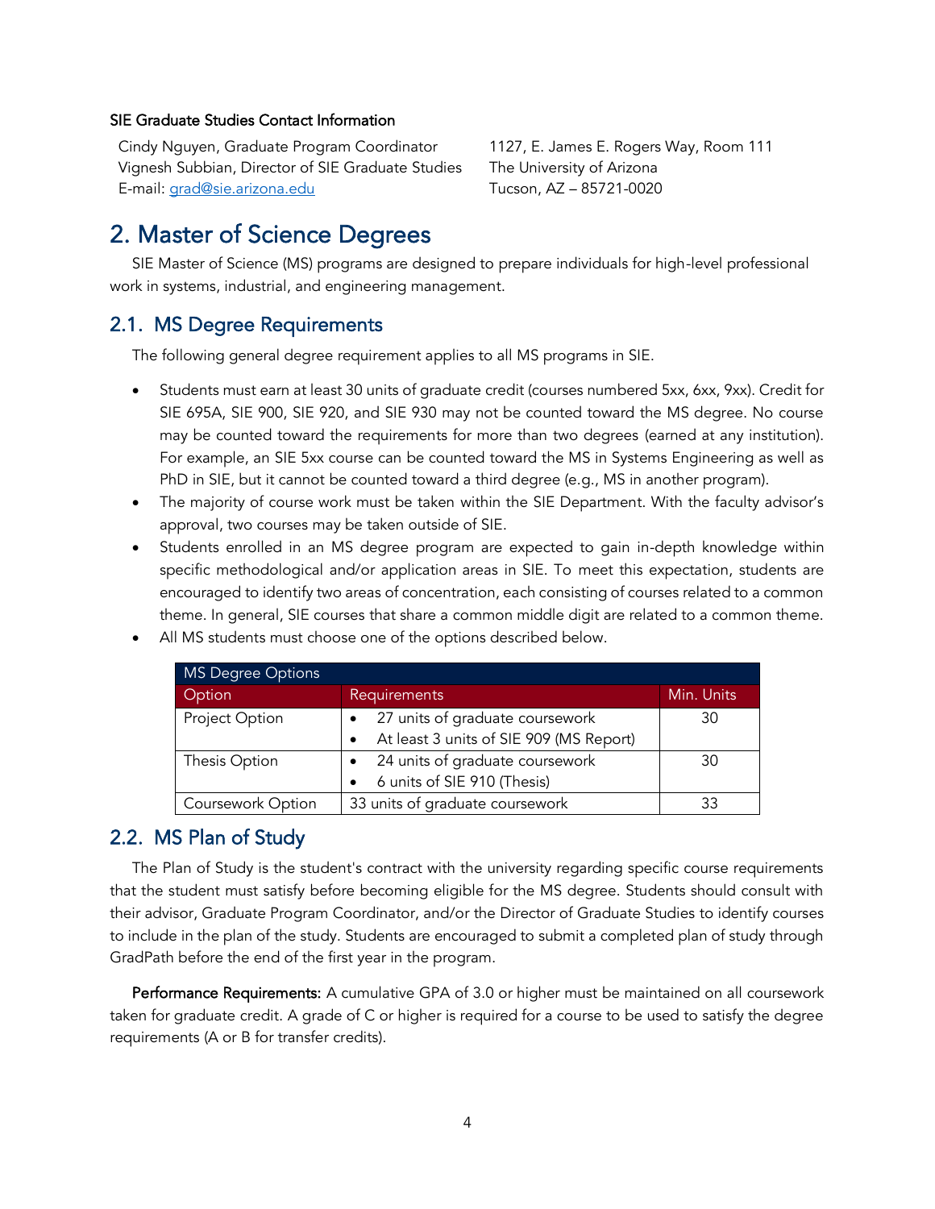#### SIE Graduate Studies Contact Information

Cindy Nguyen, Graduate Program Coordinator
Vignesh Subbian, Director of SIE Graduate Studies
E-mail: grad@sie.arizona.edu

1127, E. James E. Rogers Way, Room 111
The University of Arizona
Tucson, AZ – 85721-0020

# 2. Master of Science Degrees

SIE Master of Science (MS) programs are designed to prepare individuals for high-level professional work in systems, industrial, and engineering management.

## 2.1. MS Degree Requirements

The following general degree requirement applies to all MS programs in SIE.

- Students must earn at least 30 units of graduate credit (courses numbered 5xx, 6xx, 9xx). Credit for SIE 695A, SIE 900, SIE 920, and SIE 930 may not be counted toward the MS degree. No course may be counted toward the requirements for more than two degrees (earned at any institution). For example, an SIE 5xx course can be counted toward the MS in Systems Engineering as well as PhD in SIE, but it cannot be counted toward a third degree (e.g., MS in another program).
- The majority of course work must be taken within the SIE Department. With the faculty advisor's approval, two courses may be taken outside of SIE.
- Students enrolled in an MS degree program are expected to gain in-depth knowledge within specific methodological and/or application areas in SIE. To meet this expectation, students are encouraged to identify two areas of concentration, each consisting of courses related to a common theme. In general, SIE courses that share a common middle digit are related to a common theme.
- All MS students must choose one of the options described below.

| MS Degree Options | | |
|---|---|---|
| Option | Requirements | Min. Units |
| Project Option | • 27 units of graduate coursework<br>• At least 3 units of SIE 909 (MS Report) | 30 |
| Thesis Option | • 24 units of graduate coursework<br>• 6 units of SIE 910 (Thesis) | 30 |
| Coursework Option | 33 units of graduate coursework | 33 |

## 2.2. MS Plan of Study

The Plan of Study is the student's contract with the university regarding specific course requirements that the student must satisfy before becoming eligible for the MS degree. Students should consult with their advisor, Graduate Program Coordinator, and/or the Director of Graduate Studies to identify courses to include in the plan of the study. Students are encouraged to submit a completed plan of study through GradPath before the end of the first year in the program.

**Performance Requirements:** A cumulative GPA of 3.0 or higher must be maintained on all coursework taken for graduate credit. A grade of C or higher is required for a course to be used to satisfy the degree requirements (A or B for transfer credits).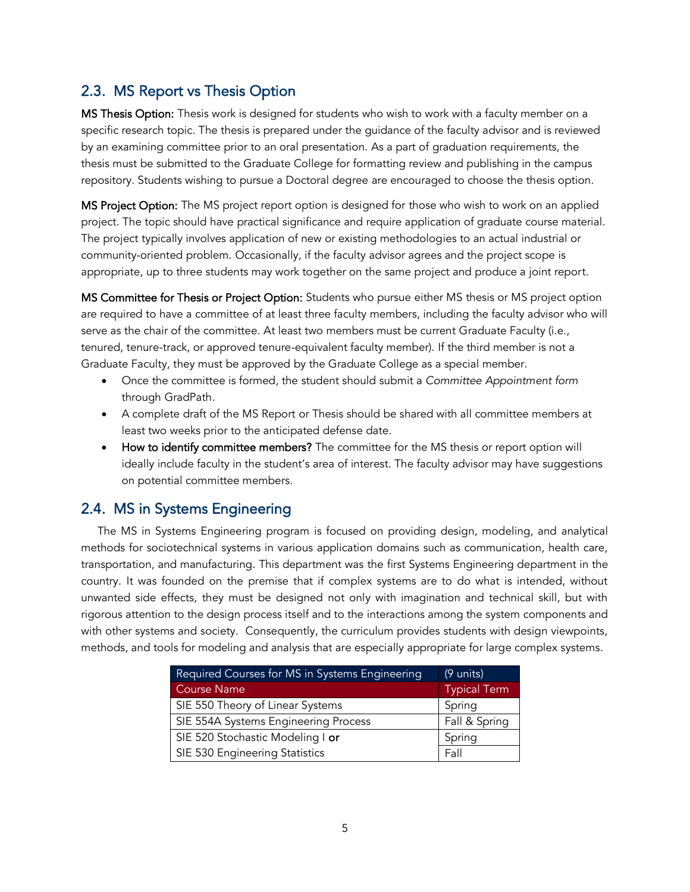## 2.3. MS Report vs Thesis Option

**MS Thesis Option:** Thesis work is designed for students who wish to work with a faculty member on a specific research topic. The thesis is prepared under the guidance of the faculty advisor and is reviewed by an examining committee prior to an oral presentation. As a part of graduation requirements, the thesis must be submitted to the Graduate College for formatting review and publishing in the campus repository. Students wishing to pursue a Doctoral degree are encouraged to choose the thesis option.

**MS Project Option:** The MS project report option is designed for those who wish to work on an applied project. The topic should have practical significance and require application of graduate course material. The project typically involves application of new or existing methodologies to an actual industrial or community-oriented problem. Occasionally, if the faculty advisor agrees and the project scope is appropriate, up to three students may work together on the same project and produce a joint report.

**MS Committee for Thesis or Project Option:** Students who pursue either MS thesis or MS project option are required to have a committee of at least three faculty members, including the faculty advisor who will serve as the chair of the committee. At least two members must be current Graduate Faculty (i.e., tenured, tenure-track, or approved tenure-equivalent faculty member). If the third member is not a Graduate Faculty, they must be approved by the Graduate College as a special member.

- Once the committee is formed, the student should submit a *Committee Appointment form* through GradPath.
- A complete draft of the MS Report or Thesis should be shared with all committee members at least two weeks prior to the anticipated defense date.
- **How to identify committee members?** The committee for the MS thesis or report option will ideally include faculty in the student's area of interest. The faculty advisor may have suggestions on potential committee members.

## 2.4. MS in Systems Engineering

The MS in Systems Engineering program is focused on providing design, modeling, and analytical methods for sociotechnical systems in various application domains such as communication, health care, transportation, and manufacturing. This department was the first Systems Engineering department in the country. It was founded on the premise that if complex systems are to do what is intended, without unwanted side effects, they must be designed not only with imagination and technical skill, but with rigorous attention to the design process itself and to the interactions among the system components and with other systems and society. Consequently, the curriculum provides students with design viewpoints, methods, and tools for modeling and analysis that are especially appropriate for large complex systems.

| Required Courses for MS in Systems Engineering | (9 units) |
|---|---|
| Course Name | Typical Term |
| SIE 550 Theory of Linear Systems | Spring |
| SIE 554A Systems Engineering Process | Fall & Spring |
| SIE 520 Stochastic Modeling I **or** | Spring |
| SIE 530 Engineering Statistics | Fall |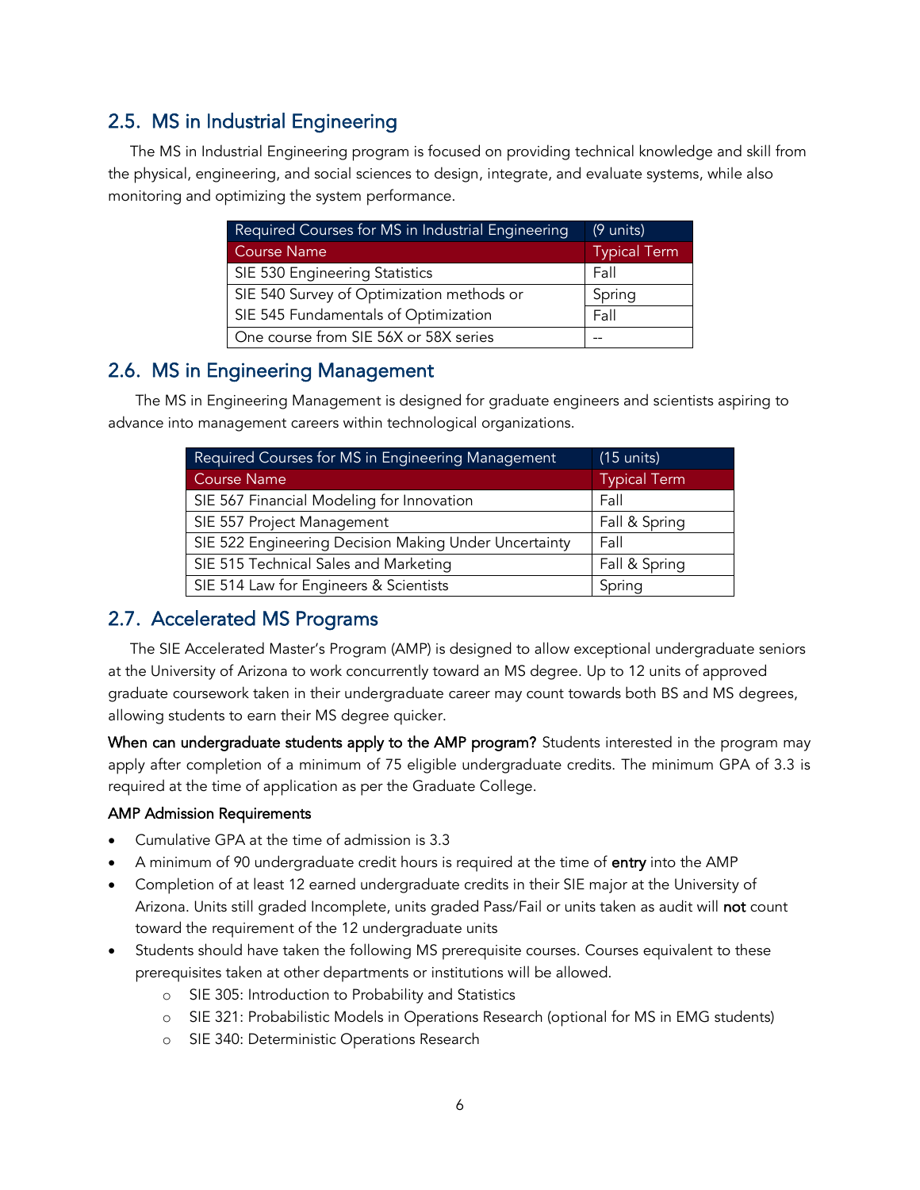## 2.5. MS in Industrial Engineering

The MS in Industrial Engineering program is focused on providing technical knowledge and skill from the physical, engineering, and social sciences to design, integrate, and evaluate systems, while also monitoring and optimizing the system performance.

| Required Courses for MS in Industrial Engineering | (9 units) |
|---|---|
| Course Name | Typical Term |
| SIE 530 Engineering Statistics | Fall |
| SIE 540 Survey of Optimization methods or | Spring |
| SIE 545 Fundamentals of Optimization | Fall |
| One course from SIE 56X or 58X series | -- |

## 2.6. MS in Engineering Management

The MS in Engineering Management is designed for graduate engineers and scientists aspiring to advance into management careers within technological organizations.

| Required Courses for MS in Engineering Management | (15 units) |
|---|---|
| Course Name | Typical Term |
| SIE 567 Financial Modeling for Innovation | Fall |
| SIE 557 Project Management | Fall & Spring |
| SIE 522 Engineering Decision Making Under Uncertainty | Fall |
| SIE 515 Technical Sales and Marketing | Fall & Spring |
| SIE 514 Law for Engineers & Scientists | Spring |

## 2.7. Accelerated MS Programs

The SIE Accelerated Master's Program (AMP) is designed to allow exceptional undergraduate seniors at the University of Arizona to work concurrently toward an MS degree. Up to 12 units of approved graduate coursework taken in their undergraduate career may count towards both BS and MS degrees, allowing students to earn their MS degree quicker.

**When can undergraduate students apply to the AMP program?** Students interested in the program may apply after completion of a minimum of 75 eligible undergraduate credits. The minimum GPA of 3.3 is required at the time of application as per the Graduate College.

AMP Admission Requirements

- Cumulative GPA at the time of admission is 3.3
- A minimum of 90 undergraduate credit hours is required at the time of **entry** into the AMP
- Completion of at least 12 earned undergraduate credits in their SIE major at the University of Arizona. Units still graded Incomplete, units graded Pass/Fail or units taken as audit will **not** count toward the requirement of the 12 undergraduate units
- Students should have taken the following MS prerequisite courses. Courses equivalent to these prerequisites taken at other departments or institutions will be allowed.
  - SIE 305: Introduction to Probability and Statistics
  - SIE 321: Probabilistic Models in Operations Research (optional for MS in EMG students)
  - SIE 340: Deterministic Operations Research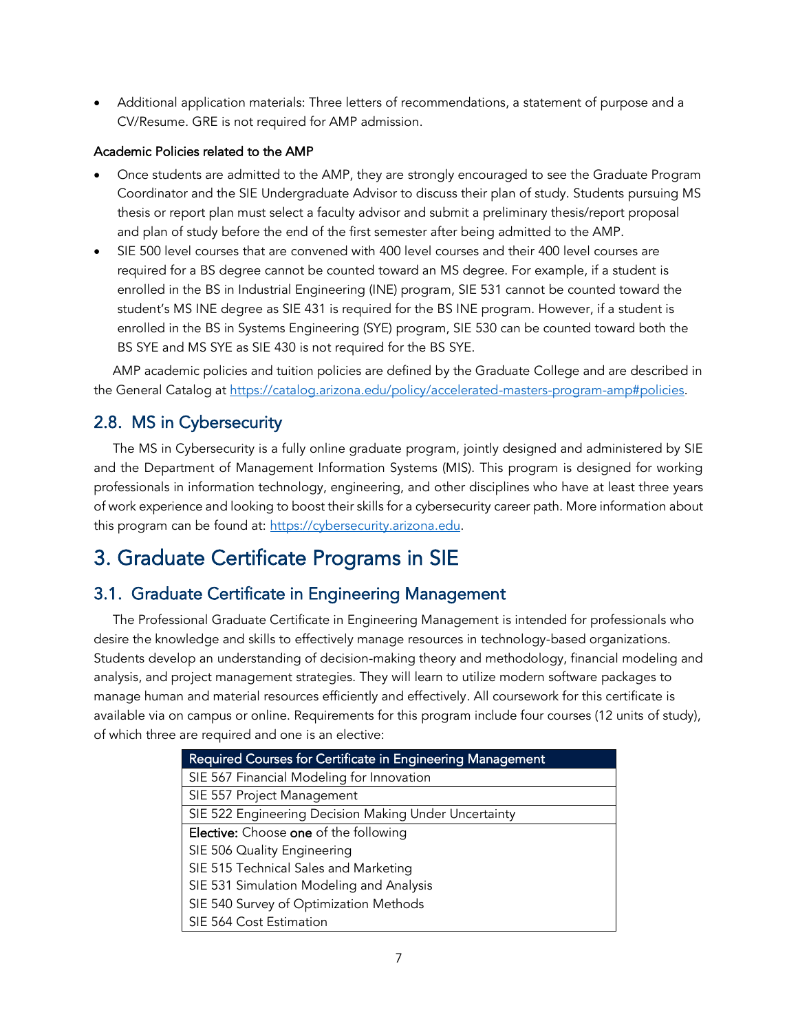- Additional application materials: Three letters of recommendations, a statement of purpose and a CV/Resume. GRE is not required for AMP admission.

#### Academic Policies related to the AMP

- Once students are admitted to the AMP, they are strongly encouraged to see the Graduate Program Coordinator and the SIE Undergraduate Advisor to discuss their plan of study. Students pursuing MS thesis or report plan must select a faculty advisor and submit a preliminary thesis/report proposal and plan of study before the end of the first semester after being admitted to the AMP.
- SIE 500 level courses that are convened with 400 level courses and their 400 level courses are required for a BS degree cannot be counted toward an MS degree. For example, if a student is enrolled in the BS in Industrial Engineering (INE) program, SIE 531 cannot be counted toward the student's MS INE degree as SIE 431 is required for the BS INE program. However, if a student is enrolled in the BS in Systems Engineering (SYE) program, SIE 530 can be counted toward both the BS SYE and MS SYE as SIE 430 is not required for the BS SYE.

AMP academic policies and tuition policies are defined by the Graduate College and are described in the General Catalog at https://catalog.arizona.edu/policy/accelerated-masters-program-amp#policies.

## 2.8. MS in Cybersecurity

The MS in Cybersecurity is a fully online graduate program, jointly designed and administered by SIE and the Department of Management Information Systems (MIS). This program is designed for working professionals in information technology, engineering, and other disciplines who have at least three years of work experience and looking to boost their skills for a cybersecurity career path. More information about this program can be found at: https://cybersecurity.arizona.edu.

# 3. Graduate Certificate Programs in SIE

## 3.1. Graduate Certificate in Engineering Management

The Professional Graduate Certificate in Engineering Management is intended for professionals who desire the knowledge and skills to effectively manage resources in technology-based organizations. Students develop an understanding of decision-making theory and methodology, financial modeling and analysis, and project management strategies. They will learn to utilize modern software packages to manage human and material resources efficiently and effectively. All coursework for this certificate is available via on campus or online. Requirements for this program include four courses (12 units of study), of which three are required and one is an elective:

| Required Courses for Certificate in Engineering Management |
| --- |
| SIE 567 Financial Modeling for Innovation |
| SIE 557 Project Management |
| SIE 522 Engineering Decision Making Under Uncertainty |
| **Elective:** Choose **one** of the following<br>SIE 506 Quality Engineering<br>SIE 515 Technical Sales and Marketing<br>SIE 531 Simulation Modeling and Analysis<br>SIE 540 Survey of Optimization Methods<br>SIE 564 Cost Estimation |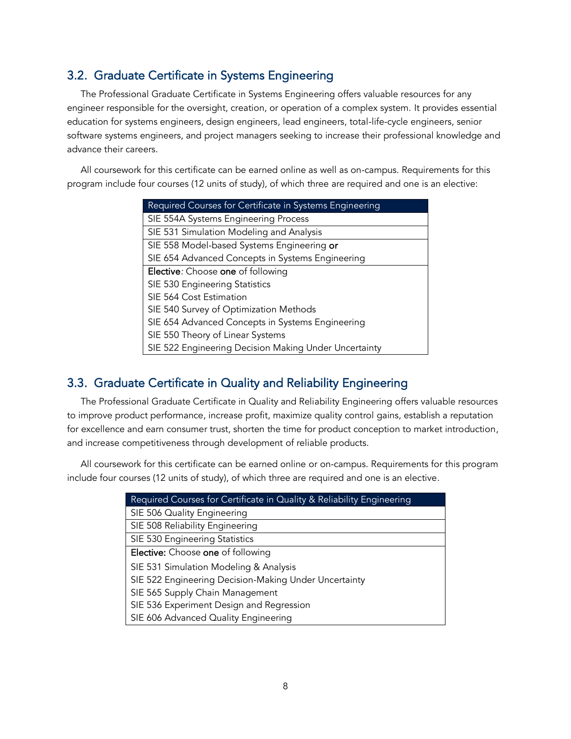## 3.2. Graduate Certificate in Systems Engineering

The Professional Graduate Certificate in Systems Engineering offers valuable resources for any engineer responsible for the oversight, creation, or operation of a complex system. It provides essential education for systems engineers, design engineers, lead engineers, total-life-cycle engineers, senior software systems engineers, and project managers seeking to increase their professional knowledge and advance their careers.

All coursework for this certificate can be earned online as well as on-campus. Requirements for this program include four courses (12 units of study), of which three are required and one is an elective:

| Required Courses for Certificate in Systems Engineering |
|---|
| SIE 554A Systems Engineering Process |
| SIE 531 Simulation Modeling and Analysis |
| SIE 558 Model-based Systems Engineering **or**<br>SIE 654 Advanced Concepts in Systems Engineering |
| **Elective***:* Choose **one** of following<br>SIE 530 Engineering Statistics<br>SIE 564 Cost Estimation<br>SIE 540 Survey of Optimization Methods<br>SIE 654 Advanced Concepts in Systems Engineering<br>SIE 550 Theory of Linear Systems<br>SIE 522 Engineering Decision Making Under Uncertainty |

## 3.3. Graduate Certificate in Quality and Reliability Engineering

The Professional Graduate Certificate in Quality and Reliability Engineering offers valuable resources to improve product performance, increase profit, maximize quality control gains, establish a reputation for excellence and earn consumer trust, shorten the time for product conception to market introduction, and increase competitiveness through development of reliable products.

All coursework for this certificate can be earned online or on-campus. Requirements for this program include four courses (12 units of study), of which three are required and one is an elective.

| Required Courses for Certificate in Quality & Reliability Engineering |
|---|
| SIE 506 Quality Engineering |
| SIE 508 Reliability Engineering |
| SIE 530 Engineering Statistics |
| **Elective:** Choose **one** of following<br>SIE 531 Simulation Modeling & Analysis<br>SIE 522 Engineering Decision-Making Under Uncertainty<br>SIE 565 Supply Chain Management<br>SIE 536 Experiment Design and Regression<br>SIE 606 Advanced Quality Engineering |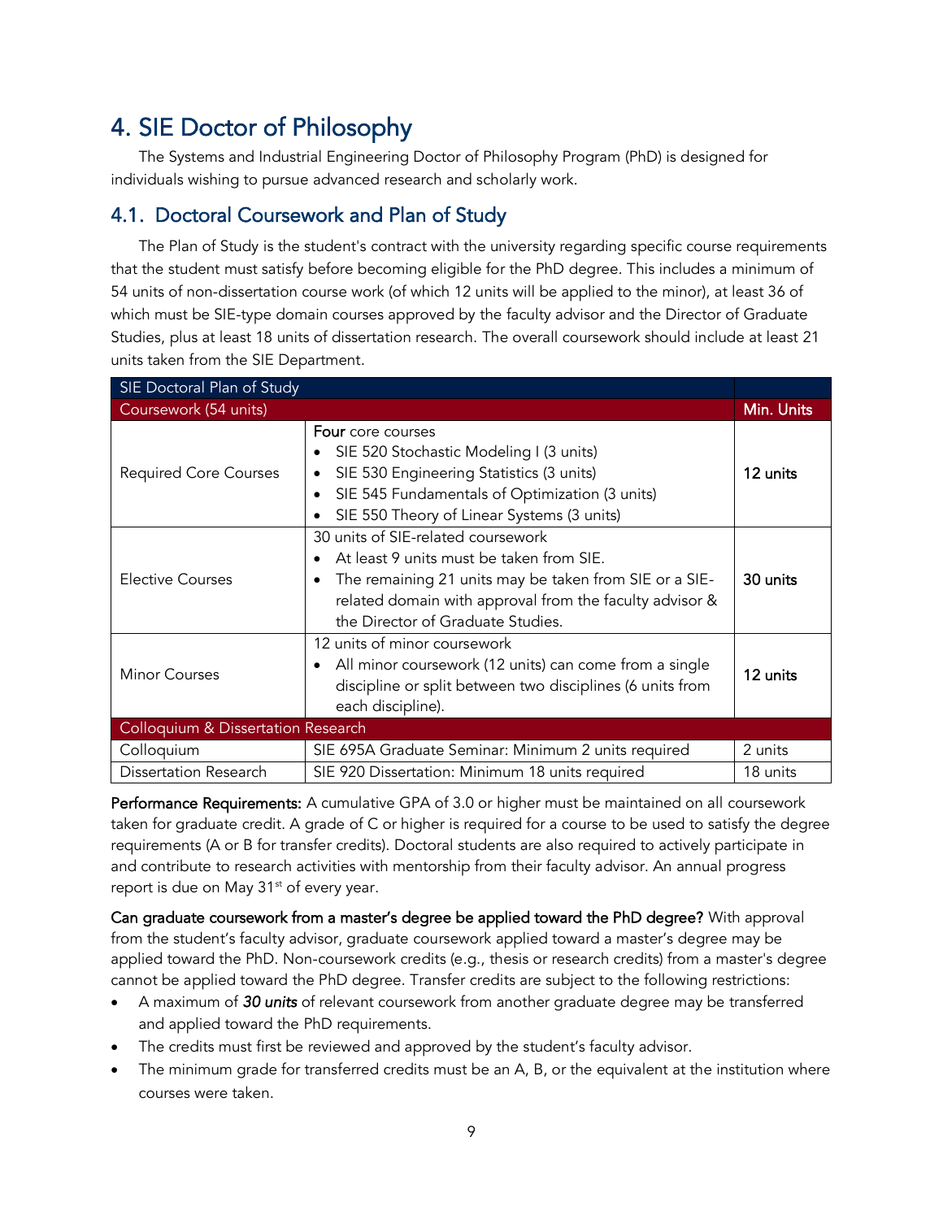# 4. SIE Doctor of Philosophy

The Systems and Industrial Engineering Doctor of Philosophy Program (PhD) is designed for individuals wishing to pursue advanced research and scholarly work.

## 4.1. Doctoral Coursework and Plan of Study

The Plan of Study is the student's contract with the university regarding specific course requirements that the student must satisfy before becoming eligible for the PhD degree. This includes a minimum of 54 units of non-dissertation course work (of which 12 units will be applied to the minor), at least 36 of which must be SIE-type domain courses approved by the faculty advisor and the Director of Graduate Studies, plus at least 18 units of dissertation research. The overall coursework should include at least 21 units taken from the SIE Department.

| SIE Doctoral Plan of Study | | |
|---|---|---|
| **Coursework (54 units)** | | **Min. Units** |
| Required Core Courses | **Four** core courses<br>• SIE 520 Stochastic Modeling I (3 units)<br>• SIE 530 Engineering Statistics (3 units)<br>• SIE 545 Fundamentals of Optimization (3 units)<br>• SIE 550 Theory of Linear Systems (3 units) | **12 units** |
| Elective Courses | 30 units of SIE-related coursework<br>• At least 9 units must be taken from SIE.<br>• The remaining 21 units may be taken from SIE or a SIE-related domain with approval from the faculty advisor & the Director of Graduate Studies. | **30 units** |
| Minor Courses | 12 units of minor coursework<br>• All minor coursework (12 units) can come from a single discipline or split between two disciplines (6 units from each discipline). | **12 units** |
| **Colloquium & Dissertation Research** | | |
| Colloquium | SIE 695A Graduate Seminar: Minimum 2 units required | 2 units |
| Dissertation Research | SIE 920 Dissertation: Minimum 18 units required | 18 units |

**Performance Requirements:** A cumulative GPA of 3.0 or higher must be maintained on all coursework taken for graduate credit. A grade of C or higher is required for a course to be used to satisfy the degree requirements (A or B for transfer credits). Doctoral students are also required to actively participate in and contribute to research activities with mentorship from their faculty advisor. An annual progress report is due on May 31st of every year.

**Can graduate coursework from a master's degree be applied toward the PhD degree?** With approval from the student's faculty advisor, graduate coursework applied toward a master's degree may be applied toward the PhD. Non-coursework credits (e.g., thesis or research credits) from a master's degree cannot be applied toward the PhD degree. Transfer credits are subject to the following restrictions:

- A maximum of ***30 units*** of relevant coursework from another graduate degree may be transferred and applied toward the PhD requirements.
- The credits must first be reviewed and approved by the student's faculty advisor.
- The minimum grade for transferred credits must be an A, B, or the equivalent at the institution where courses were taken.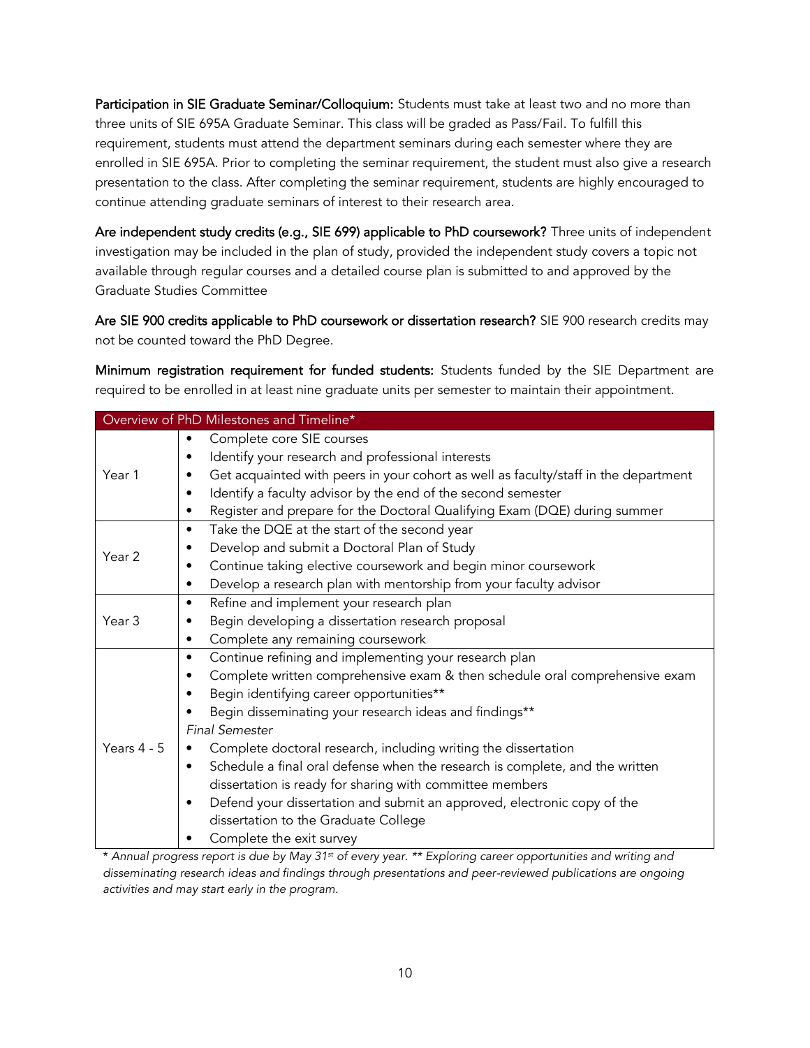**Participation in SIE Graduate Seminar/Colloquium:** Students must take at least two and no more than three units of SIE 695A Graduate Seminar. This class will be graded as Pass/Fail. To fulfill this requirement, students must attend the department seminars during each semester where they are enrolled in SIE 695A. Prior to completing the seminar requirement, the student must also give a research presentation to the class. After completing the seminar requirement, students are highly encouraged to continue attending graduate seminars of interest to their research area.

**Are independent study credits (e.g., SIE 699) applicable to PhD coursework?** Three units of independent investigation may be included in the plan of study, provided the independent study covers a topic not available through regular courses and a detailed course plan is submitted to and approved by the Graduate Studies Committee

**Are SIE 900 credits applicable to PhD coursework or dissertation research?** SIE 900 research credits may not be counted toward the PhD Degree.

**Minimum registration requirement for funded students:** Students funded by the SIE Department are required to be enrolled in at least nine graduate units per semester to maintain their appointment.

| Overview of PhD Milestones and Timeline* | |
|---|---|
| Year 1 | • Complete core SIE courses<br>• Identify your research and professional interests<br>• Get acquainted with peers in your cohort as well as faculty/staff in the department<br>• Identify a faculty advisor by the end of the second semester<br>• Register and prepare for the Doctoral Qualifying Exam (DQE) during summer |
| Year 2 | • Take the DQE at the start of the second year<br>• Develop and submit a Doctoral Plan of Study<br>• Continue taking elective coursework and begin minor coursework<br>• Develop a research plan with mentorship from your faculty advisor |
| Year 3 | • Refine and implement your research plan<br>• Begin developing a dissertation research proposal<br>• Complete any remaining coursework |
| Years 4 - 5 | • Continue refining and implementing your research plan<br>• Complete written comprehensive exam & then schedule oral comprehensive exam<br>• Begin identifying career opportunities**<br>• Begin disseminating your research ideas and findings**<br>*Final Semester*<br>• Complete doctoral research, including writing the dissertation<br>• Schedule a final oral defense when the research is complete, and the written dissertation is ready for sharing with committee members<br>• Defend your dissertation and submit an approved, electronic copy of the dissertation to the Graduate College<br>• Complete the exit survey |

*\* Annual progress report is due by May 31st of every year. \*\* Exploring career opportunities and writing and disseminating research ideas and findings through presentations and peer-reviewed publications are ongoing activities and may start early in the program.*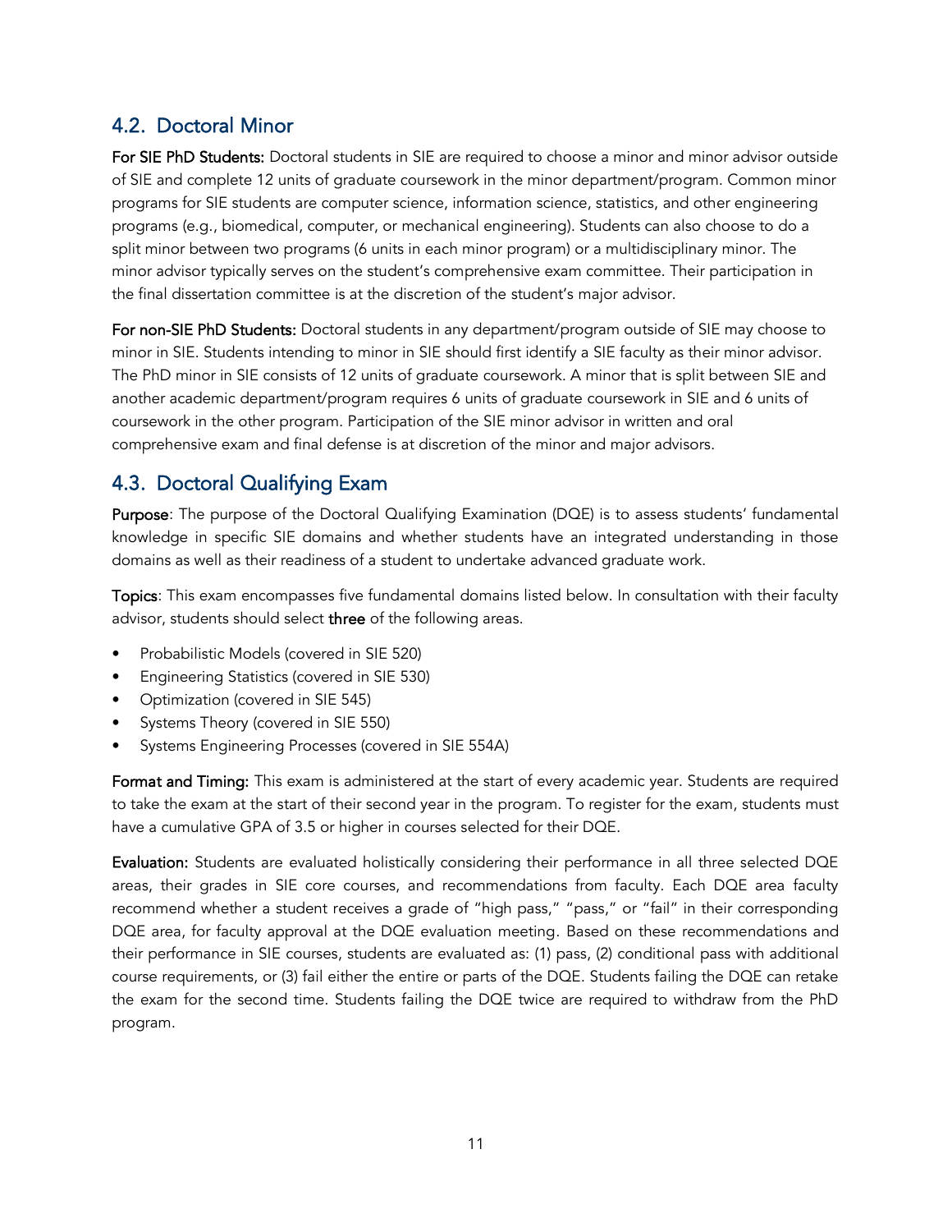## 4.2. Doctoral Minor

**For SIE PhD Students:** Doctoral students in SIE are required to choose a minor and minor advisor outside of SIE and complete 12 units of graduate coursework in the minor department/program. Common minor programs for SIE students are computer science, information science, statistics, and other engineering programs (e.g., biomedical, computer, or mechanical engineering). Students can also choose to do a split minor between two programs (6 units in each minor program) or a multidisciplinary minor. The minor advisor typically serves on the student's comprehensive exam committee. Their participation in the final dissertation committee is at the discretion of the student's major advisor.

**For non-SIE PhD Students:** Doctoral students in any department/program outside of SIE may choose to minor in SIE. Students intending to minor in SIE should first identify a SIE faculty as their minor advisor. The PhD minor in SIE consists of 12 units of graduate coursework. A minor that is split between SIE and another academic department/program requires 6 units of graduate coursework in SIE and 6 units of coursework in the other program. Participation of the SIE minor advisor in written and oral comprehensive exam and final defense is at discretion of the minor and major advisors.

## 4.3. Doctoral Qualifying Exam

**Purpose**: The purpose of the Doctoral Qualifying Examination (DQE) is to assess students' fundamental knowledge in specific SIE domains and whether students have an integrated understanding in those domains as well as their readiness of a student to undertake advanced graduate work.

**Topics**: This exam encompasses five fundamental domains listed below. In consultation with their faculty advisor, students should select **three** of the following areas.

- Probabilistic Models (covered in SIE 520)
- Engineering Statistics (covered in SIE 530)
- Optimization (covered in SIE 545)
- Systems Theory (covered in SIE 550)
- Systems Engineering Processes (covered in SIE 554A)

**Format and Timing:** This exam is administered at the start of every academic year. Students are required to take the exam at the start of their second year in the program. To register for the exam, students must have a cumulative GPA of 3.5 or higher in courses selected for their DQE.

**Evaluation:** Students are evaluated holistically considering their performance in all three selected DQE areas, their grades in SIE core courses, and recommendations from faculty. Each DQE area faculty recommend whether a student receives a grade of "high pass," "pass," or "fail" in their corresponding DQE area, for faculty approval at the DQE evaluation meeting. Based on these recommendations and their performance in SIE courses, students are evaluated as: (1) pass, (2) conditional pass with additional course requirements, or (3) fail either the entire or parts of the DQE. Students failing the DQE can retake the exam for the second time. Students failing the DQE twice are required to withdraw from the PhD program.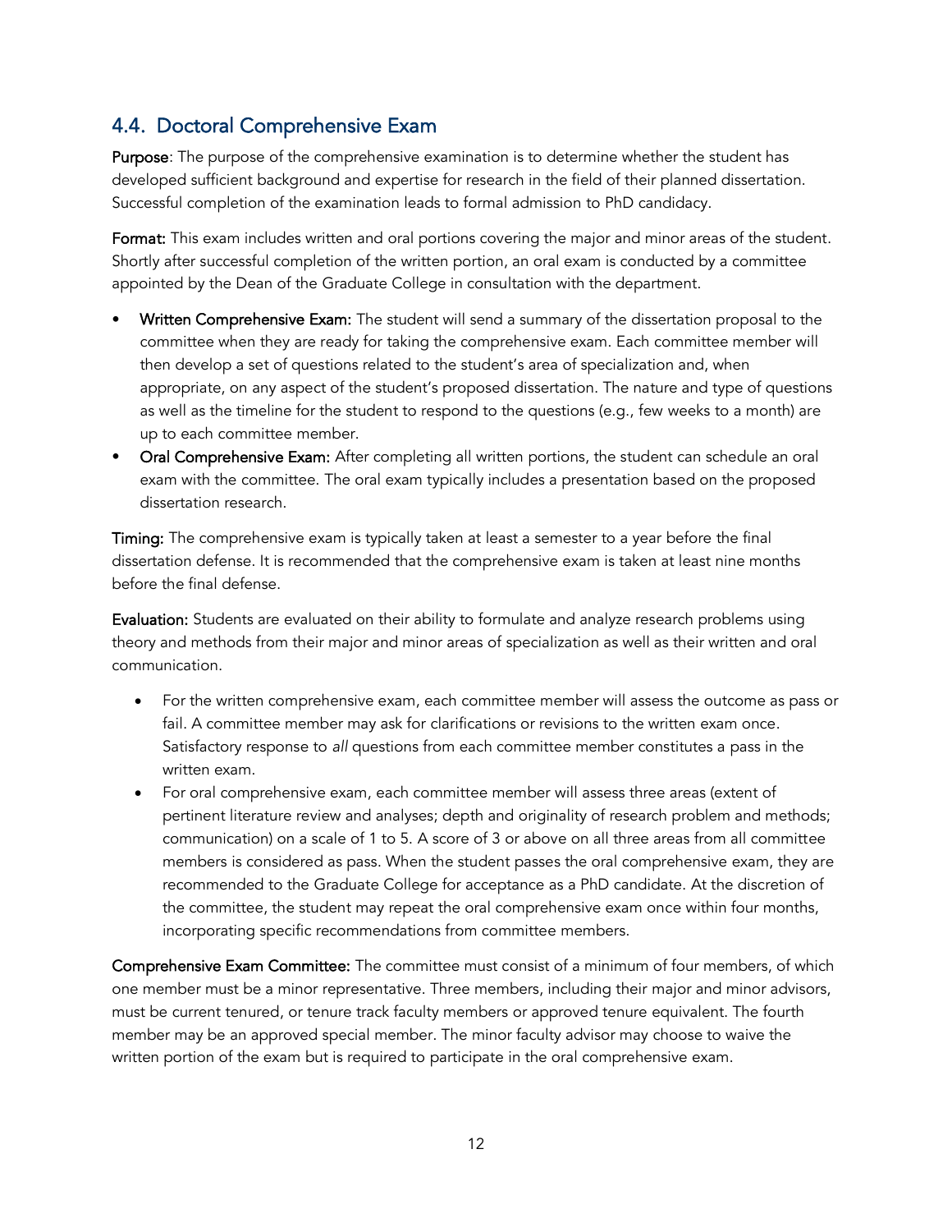## 4.4. Doctoral Comprehensive Exam

**Purpose**: The purpose of the comprehensive examination is to determine whether the student has developed sufficient background and expertise for research in the field of their planned dissertation. Successful completion of the examination leads to formal admission to PhD candidacy.

**Format:** This exam includes written and oral portions covering the major and minor areas of the student. Shortly after successful completion of the written portion, an oral exam is conducted by a committee appointed by the Dean of the Graduate College in consultation with the department.

- **Written Comprehensive Exam:** The student will send a summary of the dissertation proposal to the committee when they are ready for taking the comprehensive exam. Each committee member will then develop a set of questions related to the student's area of specialization and, when appropriate, on any aspect of the student's proposed dissertation. The nature and type of questions as well as the timeline for the student to respond to the questions (e.g., few weeks to a month) are up to each committee member.
- **Oral Comprehensive Exam:** After completing all written portions, the student can schedule an oral exam with the committee. The oral exam typically includes a presentation based on the proposed dissertation research.

**Timing:** The comprehensive exam is typically taken at least a semester to a year before the final dissertation defense. It is recommended that the comprehensive exam is taken at least nine months before the final defense.

**Evaluation:** Students are evaluated on their ability to formulate and analyze research problems using theory and methods from their major and minor areas of specialization as well as their written and oral communication.

- For the written comprehensive exam, each committee member will assess the outcome as pass or fail. A committee member may ask for clarifications or revisions to the written exam once. Satisfactory response to *all* questions from each committee member constitutes a pass in the written exam.
- For oral comprehensive exam, each committee member will assess three areas (extent of pertinent literature review and analyses; depth and originality of research problem and methods; communication) on a scale of 1 to 5. A score of 3 or above on all three areas from all committee members is considered as pass. When the student passes the oral comprehensive exam, they are recommended to the Graduate College for acceptance as a PhD candidate. At the discretion of the committee, the student may repeat the oral comprehensive exam once within four months, incorporating specific recommendations from committee members.

**Comprehensive Exam Committee:** The committee must consist of a minimum of four members, of which one member must be a minor representative. Three members, including their major and minor advisors, must be current tenured, or tenure track faculty members or approved tenure equivalent. The fourth member may be an approved special member. The minor faculty advisor may choose to waive the written portion of the exam but is required to participate in the oral comprehensive exam.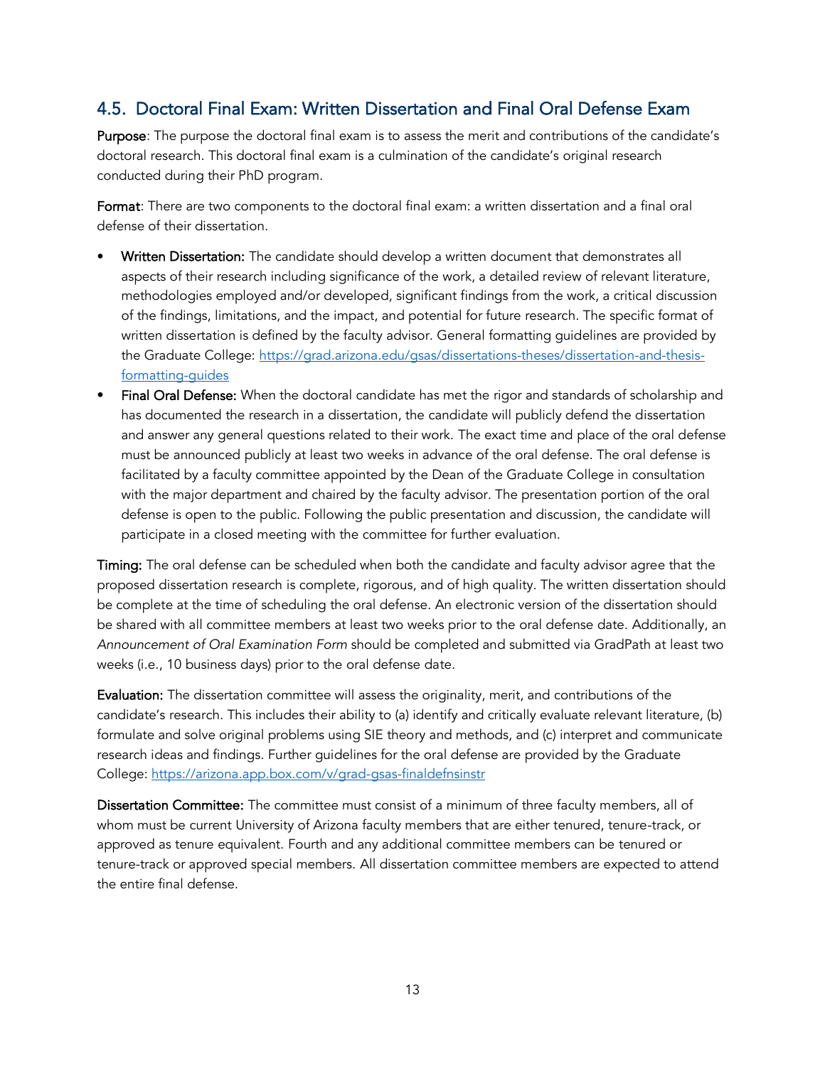## 4.5. Doctoral Final Exam: Written Dissertation and Final Oral Defense Exam

**Purpose**: The purpose the doctoral final exam is to assess the merit and contributions of the candidate's doctoral research. This doctoral final exam is a culmination of the candidate's original research conducted during their PhD program.

**Format**: There are two components to the doctoral final exam: a written dissertation and a final oral defense of their dissertation.

- **Written Dissertation:** The candidate should develop a written document that demonstrates all aspects of their research including significance of the work, a detailed review of relevant literature, methodologies employed and/or developed, significant findings from the work, a critical discussion of the findings, limitations, and the impact, and potential for future research. The specific format of written dissertation is defined by the faculty advisor. General formatting guidelines are provided by the Graduate College: [https://grad.arizona.edu/gsas/dissertations-theses/dissertation-and-thesis-formatting-guides](https://grad.arizona.edu/gsas/dissertations-theses/dissertation-and-thesis-formatting-guides)
- **Final Oral Defense:** When the doctoral candidate has met the rigor and standards of scholarship and has documented the research in a dissertation, the candidate will publicly defend the dissertation and answer any general questions related to their work. The exact time and place of the oral defense must be announced publicly at least two weeks in advance of the oral defense. The oral defense is facilitated by a faculty committee appointed by the Dean of the Graduate College in consultation with the major department and chaired by the faculty advisor. The presentation portion of the oral defense is open to the public. Following the public presentation and discussion, the candidate will participate in a closed meeting with the committee for further evaluation.

**Timing:** The oral defense can be scheduled when both the candidate and faculty advisor agree that the proposed dissertation research is complete, rigorous, and of high quality. The written dissertation should be complete at the time of scheduling the oral defense. An electronic version of the dissertation should be shared with all committee members at least two weeks prior to the oral defense date. Additionally, an *Announcement of Oral Examination Form* should be completed and submitted via GradPath at least two weeks (i.e., 10 business days) prior to the oral defense date.

**Evaluation:** The dissertation committee will assess the originality, merit, and contributions of the candidate's research. This includes their ability to (a) identify and critically evaluate relevant literature, (b) formulate and solve original problems using SIE theory and methods, and (c) interpret and communicate research ideas and findings. Further guidelines for the oral defense are provided by the Graduate College: [https://arizona.app.box.com/v/grad-gsas-finaldefnsinstr](https://arizona.app.box.com/v/grad-gsas-finaldefnsinstr)

**Dissertation Committee:** The committee must consist of a minimum of three faculty members, all of whom must be current University of Arizona faculty members that are either tenured, tenure-track, or approved as tenure equivalent. Fourth and any additional committee members can be tenured or tenure-track or approved special members. All dissertation committee members are expected to attend the entire final defense.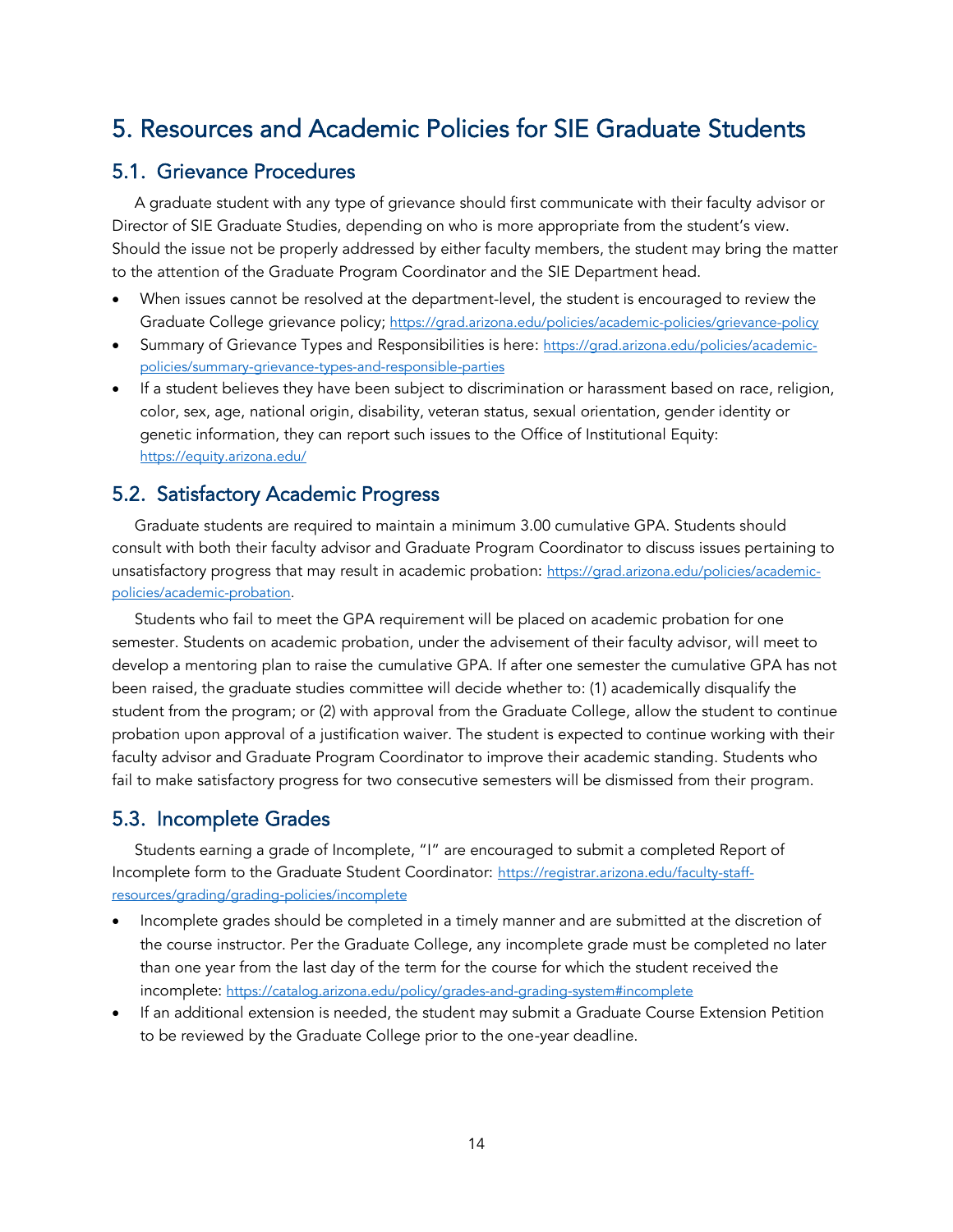# 5. Resources and Academic Policies for SIE Graduate Students

## 5.1. Grievance Procedures

A graduate student with any type of grievance should first communicate with their faculty advisor or Director of SIE Graduate Studies, depending on who is more appropriate from the student's view. Should the issue not be properly addressed by either faculty members, the student may bring the matter to the attention of the Graduate Program Coordinator and the SIE Department head.

- When issues cannot be resolved at the department-level, the student is encouraged to review the Graduate College grievance policy; https://grad.arizona.edu/policies/academic-policies/grievance-policy
- Summary of Grievance Types and Responsibilities is here: https://grad.arizona.edu/policies/academic-policies/summary-grievance-types-and-responsible-parties
- If a student believes they have been subject to discrimination or harassment based on race, religion, color, sex, age, national origin, disability, veteran status, sexual orientation, gender identity or genetic information, they can report such issues to the Office of Institutional Equity: https://equity.arizona.edu/

## 5.2. Satisfactory Academic Progress

Graduate students are required to maintain a minimum 3.00 cumulative GPA. Students should consult with both their faculty advisor and Graduate Program Coordinator to discuss issues pertaining to unsatisfactory progress that may result in academic probation: https://grad.arizona.edu/policies/academic-policies/academic-probation.

Students who fail to meet the GPA requirement will be placed on academic probation for one semester. Students on academic probation, under the advisement of their faculty advisor, will meet to develop a mentoring plan to raise the cumulative GPA. If after one semester the cumulative GPA has not been raised, the graduate studies committee will decide whether to: (1) academically disqualify the student from the program; or (2) with approval from the Graduate College, allow the student to continue probation upon approval of a justification waiver. The student is expected to continue working with their faculty advisor and Graduate Program Coordinator to improve their academic standing. Students who fail to make satisfactory progress for two consecutive semesters will be dismissed from their program.

## 5.3. Incomplete Grades

Students earning a grade of Incomplete, "I" are encouraged to submit a completed Report of Incomplete form to the Graduate Student Coordinator: https://registrar.arizona.edu/faculty-staff-resources/grading/grading-policies/incomplete

- Incomplete grades should be completed in a timely manner and are submitted at the discretion of the course instructor. Per the Graduate College, any incomplete grade must be completed no later than one year from the last day of the term for the course for which the student received the incomplete: https://catalog.arizona.edu/policy/grades-and-grading-system#incomplete
- If an additional extension is needed, the student may submit a Graduate Course Extension Petition to be reviewed by the Graduate College prior to the one-year deadline.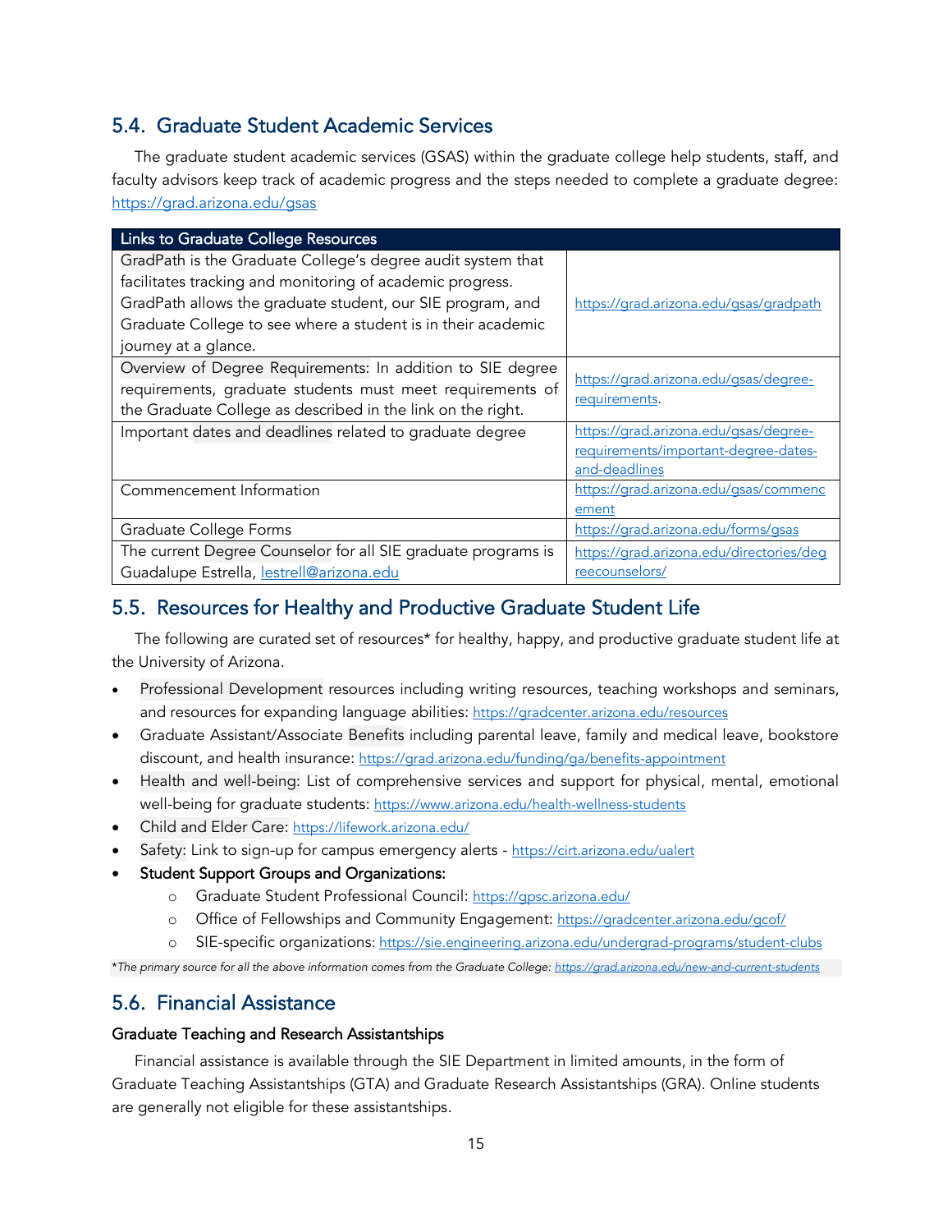## 5.4. Graduate Student Academic Services

The graduate student academic services (GSAS) within the graduate college help students, staff, and faculty advisors keep track of academic progress and the steps needed to complete a graduate degree: https://grad.arizona.edu/gsas

| Links to Graduate College Resources | |
|---|---|
| GradPath is the Graduate College's degree audit system that facilitates tracking and monitoring of academic progress. GradPath allows the graduate student, our SIE program, and Graduate College to see where a student is in their academic journey at a glance. | https://grad.arizona.edu/gsas/gradpath |
| Overview of Degree Requirements: In addition to SIE degree requirements, graduate students must meet requirements of the Graduate College as described in the link on the right. | https://grad.arizona.edu/gsas/degree-requirements. |
| Important dates and deadlines related to graduate degree | https://grad.arizona.edu/gsas/degree-requirements/important-degree-dates-and-deadlines |
| Commencement Information | https://grad.arizona.edu/gsas/commencement |
| Graduate College Forms | https://grad.arizona.edu/forms/gsas |
| The current Degree Counselor for all SIE graduate programs is Guadalupe Estrella, lestrell@arizona.edu | https://grad.arizona.edu/directories/degreecounselors/ |

## 5.5. Resources for Healthy and Productive Graduate Student Life

The following are curated set of resources* for healthy, happy, and productive graduate student life at the University of Arizona.

- Professional Development resources including writing resources, teaching workshops and seminars, and resources for expanding language abilities: https://gradcenter.arizona.edu/resources
- Graduate Assistant/Associate Benefits including parental leave, family and medical leave, bookstore discount, and health insurance: https://grad.arizona.edu/funding/ga/benefits-appointment
- Health and well-being: List of comprehensive services and support for physical, mental, emotional well-being for graduate students: https://www.arizona.edu/health-wellness-students
- Child and Elder Care: https://lifework.arizona.edu/
- Safety: Link to sign-up for campus emergency alerts - https://cirt.arizona.edu/ualert
- **Student Support Groups and Organizations:**
  - Graduate Student Professional Council: https://gpsc.arizona.edu/
  - Office of Fellowships and Community Engagement: https://gradcenter.arizona.edu/gcof/
  - SIE-specific organizations: https://sie.engineering.arizona.edu/undergrad-programs/student-clubs

*\*The primary source for all the above information comes from the Graduate College: https://grad.arizona.edu/new-and-current-students*

## 5.6. Financial Assistance

### Graduate Teaching and Research Assistantships

Financial assistance is available through the SIE Department in limited amounts, in the form of Graduate Teaching Assistantships (GTA) and Graduate Research Assistantships (GRA). Online students are generally not eligible for these assistantships.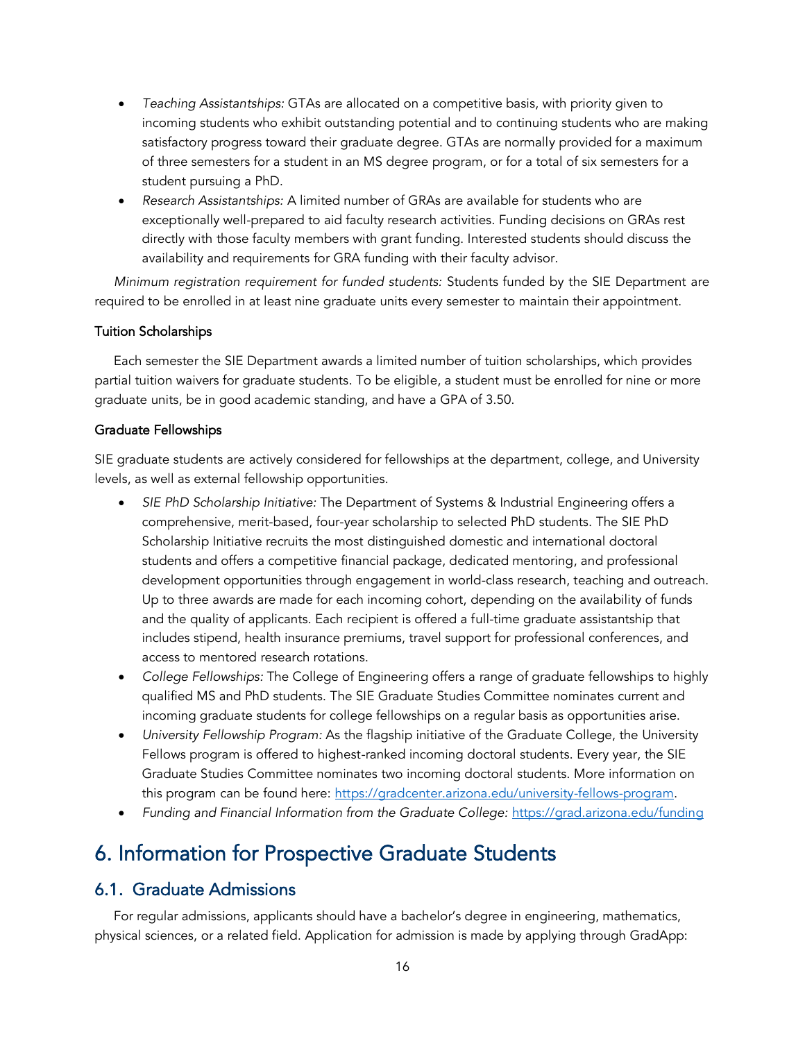- *Teaching Assistantships:* GTAs are allocated on a competitive basis, with priority given to incoming students who exhibit outstanding potential and to continuing students who are making satisfactory progress toward their graduate degree. GTAs are normally provided for a maximum of three semesters for a student in an MS degree program, or for a total of six semesters for a student pursuing a PhD.
- *Research Assistantships:* A limited number of GRAs are available for students who are exceptionally well-prepared to aid faculty research activities. Funding decisions on GRAs rest directly with those faculty members with grant funding. Interested students should discuss the availability and requirements for GRA funding with their faculty advisor.

*Minimum registration requirement for funded students:* Students funded by the SIE Department are required to be enrolled in at least nine graduate units every semester to maintain their appointment.

#### Tuition Scholarships

Each semester the SIE Department awards a limited number of tuition scholarships, which provides partial tuition waivers for graduate students. To be eligible, a student must be enrolled for nine or more graduate units, be in good academic standing, and have a GPA of 3.50.

#### Graduate Fellowships

SIE graduate students are actively considered for fellowships at the department, college, and University levels, as well as external fellowship opportunities.

- *SIE PhD Scholarship Initiative:* The Department of Systems & Industrial Engineering offers a comprehensive, merit-based, four-year scholarship to selected PhD students. The SIE PhD Scholarship Initiative recruits the most distinguished domestic and international doctoral students and offers a competitive financial package, dedicated mentoring, and professional development opportunities through engagement in world-class research, teaching and outreach. Up to three awards are made for each incoming cohort, depending on the availability of funds and the quality of applicants. Each recipient is offered a full-time graduate assistantship that includes stipend, health insurance premiums, travel support for professional conferences, and access to mentored research rotations.
- *College Fellowships:* The College of Engineering offers a range of graduate fellowships to highly qualified MS and PhD students. The SIE Graduate Studies Committee nominates current and incoming graduate students for college fellowships on a regular basis as opportunities arise.
- *University Fellowship Program:* As the flagship initiative of the Graduate College, the University Fellows program is offered to highest-ranked incoming doctoral students. Every year, the SIE Graduate Studies Committee nominates two incoming doctoral students. More information on this program can be found here: https://gradcenter.arizona.edu/university-fellows-program.
- *Funding and Financial Information from the Graduate College:* https://grad.arizona.edu/funding

# 6. Information for Prospective Graduate Students

## 6.1. Graduate Admissions

For regular admissions, applicants should have a bachelor's degree in engineering, mathematics, physical sciences, or a related field. Application for admission is made by applying through GradApp: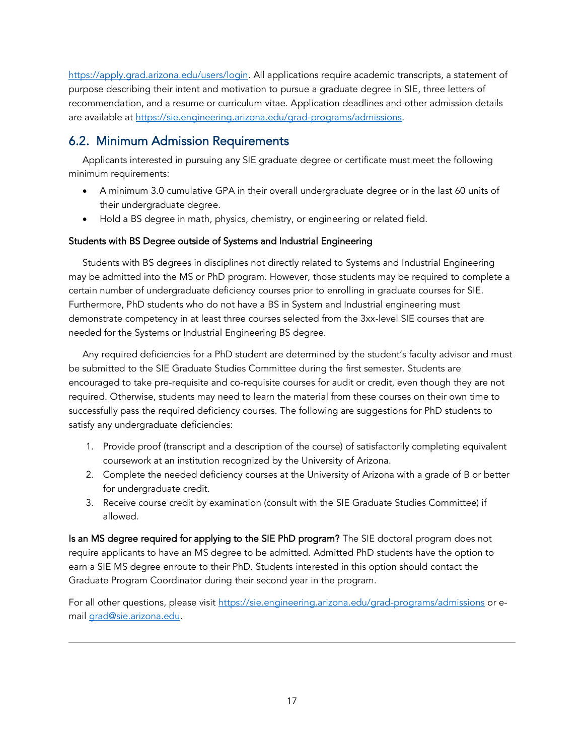https://apply.grad.arizona.edu/users/login. All applications require academic transcripts, a statement of purpose describing their intent and motivation to pursue a graduate degree in SIE, three letters of recommendation, and a resume or curriculum vitae. Application deadlines and other admission details are available at https://sie.engineering.arizona.edu/grad-programs/admissions.

## 6.2. Minimum Admission Requirements

Applicants interested in pursuing any SIE graduate degree or certificate must meet the following minimum requirements:

- A minimum 3.0 cumulative GPA in their overall undergraduate degree or in the last 60 units of their undergraduate degree.
- Hold a BS degree in math, physics, chemistry, or engineering or related field.

#### Students with BS Degree outside of Systems and Industrial Engineering

Students with BS degrees in disciplines not directly related to Systems and Industrial Engineering may be admitted into the MS or PhD program. However, those students may be required to complete a certain number of undergraduate deficiency courses prior to enrolling in graduate courses for SIE. Furthermore, PhD students who do not have a BS in System and Industrial engineering must demonstrate competency in at least three courses selected from the 3xx-level SIE courses that are needed for the Systems or Industrial Engineering BS degree.

Any required deficiencies for a PhD student are determined by the student's faculty advisor and must be submitted to the SIE Graduate Studies Committee during the first semester. Students are encouraged to take pre-requisite and co-requisite courses for audit or credit, even though they are not required. Otherwise, students may need to learn the material from these courses on their own time to successfully pass the required deficiency courses. The following are suggestions for PhD students to satisfy any undergraduate deficiencies:

1. Provide proof (transcript and a description of the course) of satisfactorily completing equivalent coursework at an institution recognized by the University of Arizona.
2. Complete the needed deficiency courses at the University of Arizona with a grade of B or better for undergraduate credit.
3. Receive course credit by examination (consult with the SIE Graduate Studies Committee) if allowed.

**Is an MS degree required for applying to the SIE PhD program?** The SIE doctoral program does not require applicants to have an MS degree to be admitted. Admitted PhD students have the option to earn a SIE MS degree enroute to their PhD. Students interested in this option should contact the Graduate Program Coordinator during their second year in the program.

For all other questions, please visit https://sie.engineering.arizona.edu/grad-programs/admissions or e-mail grad@sie.arizona.edu.